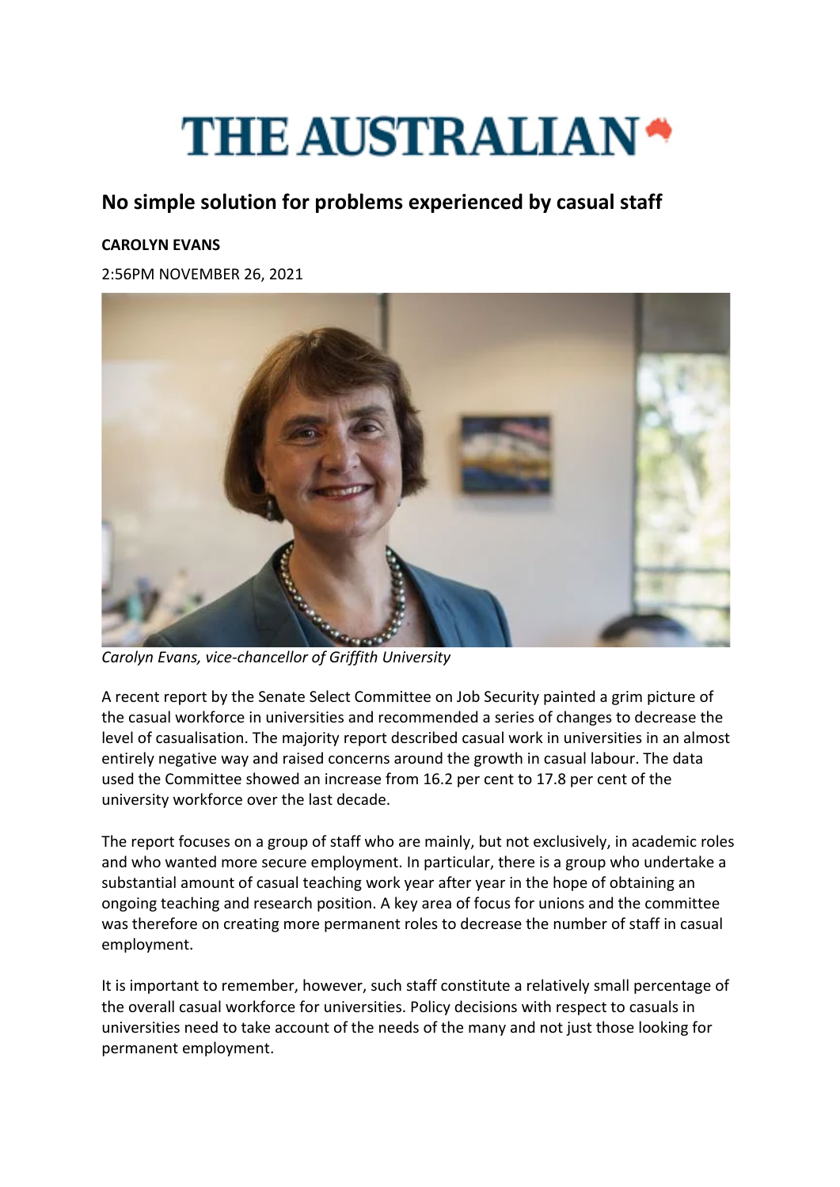# THE AUSTRALIAN

## No simple solution for problems experienced by casual staff

**CAROLYN EVANS**

2:56PM NOVEMBER 26, 2021

*Carolyn Evans, vice-chancellor of Griffith University*

A recent report by the Senate Select Committee on Job Security painted a grim picture of the casual workforce in universities and recommended a series of changes to decrease the level of casualisation. The majority report described casual work in universities in an almost entirely negative way and raised concerns around the growth in casual labour. The data used the Committee showed an increase from 16.2 per cent to 17.8 per cent of the university workforce over the last decade.

The report focuses on a group of staff who are mainly, but not exclusively, in academic roles and who wanted more secure employment. In particular, there is a group who undertake a substantial amount of casual teaching work year after year in the hope of obtaining an ongoing teaching and research position. A key area of focus for unions and the committee was therefore on creating more permanent roles to decrease the number of staff in casual employment.

It is important to remember, however, such staff constitute a relatively small percentage of the overall casual workforce for universities. Policy decisions with respect to casuals in universities need to take account of the needs of the many and not just those looking for permanent employment.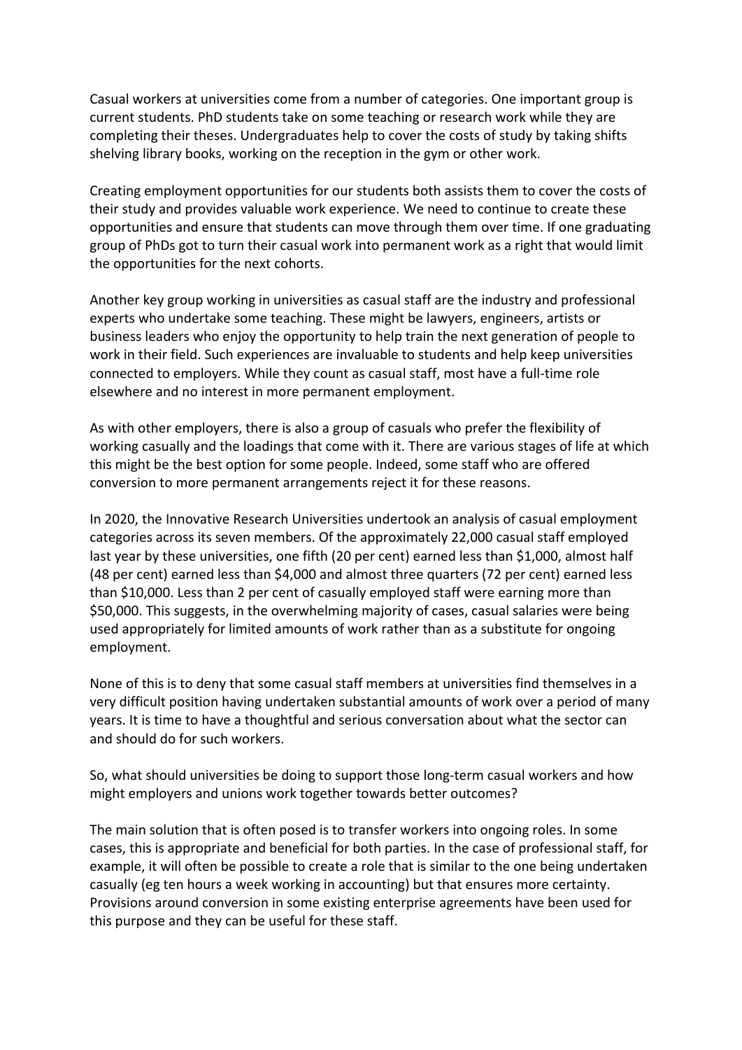Casual workers at universities come from a number of categories. One important group is current students. PhD students take on some teaching or research work while they are completing their theses. Undergraduates help to cover the costs of study by taking shifts shelving library books, working on the reception in the gym or other work.

Creating employment opportunities for our students both assists them to cover the costs of their study and provides valuable work experience. We need to continue to create these opportunities and ensure that students can move through them over time. If one graduating group of PhDs got to turn their casual work into permanent work as a right that would limit the opportunities for the next cohorts.

Another key group working in universities as casual staff are the industry and professional experts who undertake some teaching. These might be lawyers, engineers, artists or business leaders who enjoy the opportunity to help train the next generation of people to work in their field. Such experiences are invaluable to students and help keep universities connected to employers. While they count as casual staff, most have a full-time role elsewhere and no interest in more permanent employment.

As with other employers, there is also a group of casuals who prefer the flexibility of working casually and the loadings that come with it. There are various stages of life at which this might be the best option for some people. Indeed, some staff who are offered conversion to more permanent arrangements reject it for these reasons.

In 2020, the Innovative Research Universities undertook an analysis of casual employment categories across its seven members. Of the approximately 22,000 casual staff employed last year by these universities, one fifth (20 per cent) earned less than $1,000, almost half (48 per cent) earned less than $4,000 and almost three quarters (72 per cent) earned less than $10,000. Less than 2 per cent of casually employed staff were earning more than $50,000. This suggests, in the overwhelming majority of cases, casual salaries were being used appropriately for limited amounts of work rather than as a substitute for ongoing employment.

None of this is to deny that some casual staff members at universities find themselves in a very difficult position having undertaken substantial amounts of work over a period of many years. It is time to have a thoughtful and serious conversation about what the sector can and should do for such workers.

So, what should universities be doing to support those long-term casual workers and how might employers and unions work together towards better outcomes?

The main solution that is often posed is to transfer workers into ongoing roles. In some cases, this is appropriate and beneficial for both parties. In the case of professional staff, for example, it will often be possible to create a role that is similar to the one being undertaken casually (eg ten hours a week working in accounting) but that ensures more certainty. Provisions around conversion in some existing enterprise agreements have been used for this purpose and they can be useful for these staff.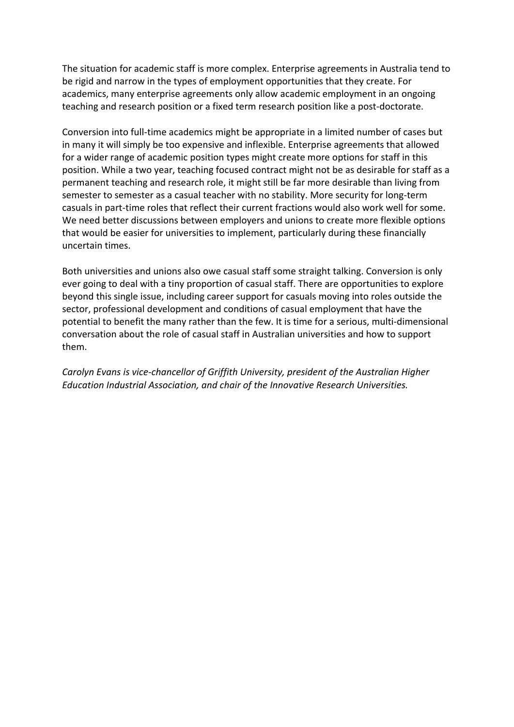The situation for academic staff is more complex. Enterprise agreements in Australia tend to be rigid and narrow in the types of employment opportunities that they create. For academics, many enterprise agreements only allow academic employment in an ongoing teaching and research position or a fixed term research position like a post-doctorate.

Conversion into full-time academics might be appropriate in a limited number of cases but in many it will simply be too expensive and inflexible. Enterprise agreements that allowed for a wider range of academic position types might create more options for staff in this position. While a two year, teaching focused contract might not be as desirable for staff as a permanent teaching and research role, it might still be far more desirable than living from semester to semester as a casual teacher with no stability. More security for long-term casuals in part-time roles that reflect their current fractions would also work well for some. We need better discussions between employers and unions to create more flexible options that would be easier for universities to implement, particularly during these financially uncertain times.

Both universities and unions also owe casual staff some straight talking. Conversion is only ever going to deal with a tiny proportion of casual staff. There are opportunities to explore beyond this single issue, including career support for casuals moving into roles outside the sector, professional development and conditions of casual employment that have the potential to benefit the many rather than the few. It is time for a serious, multi-dimensional conversation about the role of casual staff in Australian universities and how to support them.

*Carolyn Evans is vice-chancellor of Griffith University, president of the Australian Higher Education Industrial Association, and chair of the Innovative Research Universities.*